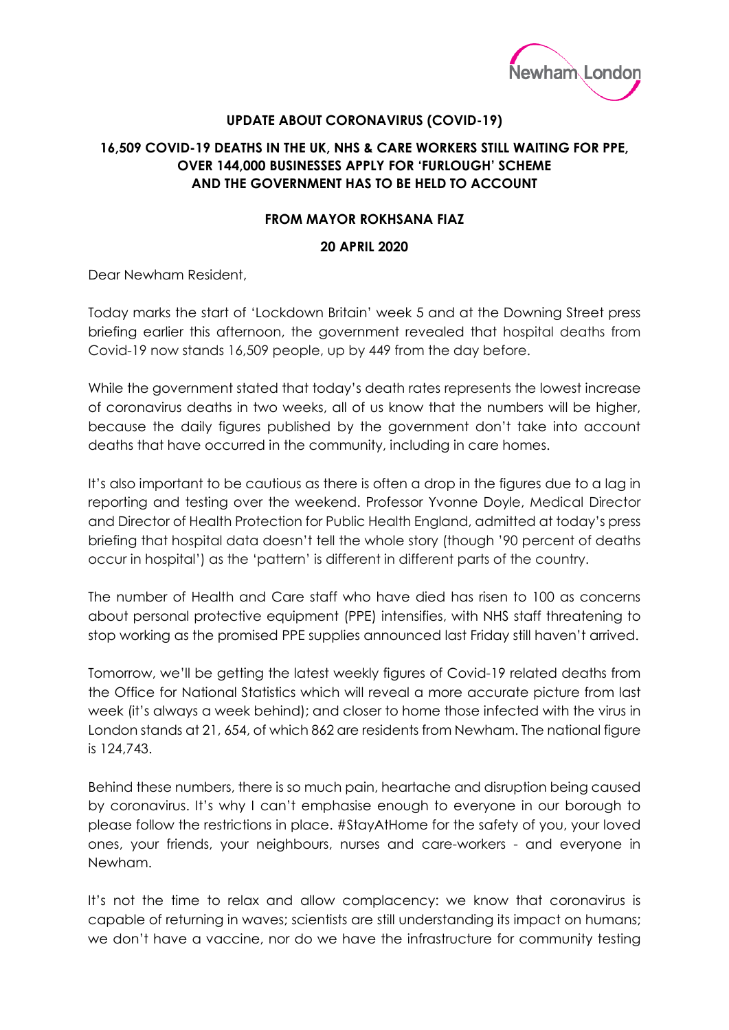**UPDATE ABOUT CORONAVIRUS (COVID-19)**

**16,509 COVID-19 DEATHS IN THE UK, NHS & CARE WORKERS STILL WAITING FOR PPE, OVER 144,000 BUSINESSES APPLY FOR 'FURLOUGH' SCHEME AND THE GOVERNMENT HAS TO BE HELD TO ACCOUNT**

**FROM MAYOR ROKHSANA FIAZ**

**20 APRIL 2020**

Dear Newham Resident,

Today marks the start of 'Lockdown Britain' week 5 and at the Downing Street press briefing earlier this afternoon, the government revealed that hospital deaths from Covid-19 now stands 16,509 people, up by 449 from the day before.

While the government stated that today's death rates represents the lowest increase of coronavirus deaths in two weeks, all of us know that the numbers will be higher, because the daily figures published by the government don't take into account deaths that have occurred in the community, including in care homes.

It's also important to be cautious as there is often a drop in the figures due to a lag in reporting and testing over the weekend. Professor Yvonne Doyle, Medical Director and Director of Health Protection for Public Health England, admitted at today's press briefing that hospital data doesn't tell the whole story (though '90 percent of deaths occur in hospital') as the 'pattern' is different in different parts of the country.

The number of Health and Care staff who have died has risen to 100 as concerns about personal protective equipment (PPE) intensifies, with NHS staff threatening to stop working as the promised PPE supplies announced last Friday still haven't arrived.

Tomorrow, we'll be getting the latest weekly figures of Covid-19 related deaths from the Office for National Statistics which will reveal a more accurate picture from last week (it's always a week behind); and closer to home those infected with the virus in London stands at 21, 654, of which 862 are residents from Newham. The national figure is 124,743.

Behind these numbers, there is so much pain, heartache and disruption being caused by coronavirus. It's why I can't emphasise enough to everyone in our borough to please follow the restrictions in place. #StayAtHome for the safety of you, your loved ones, your friends, your neighbours, nurses and care-workers - and everyone in Newham.

It's not the time to relax and allow complacency: we know that coronavirus is capable of returning in waves; scientists are still understanding its impact on humans; we don't have a vaccine, nor do we have the infrastructure for community testing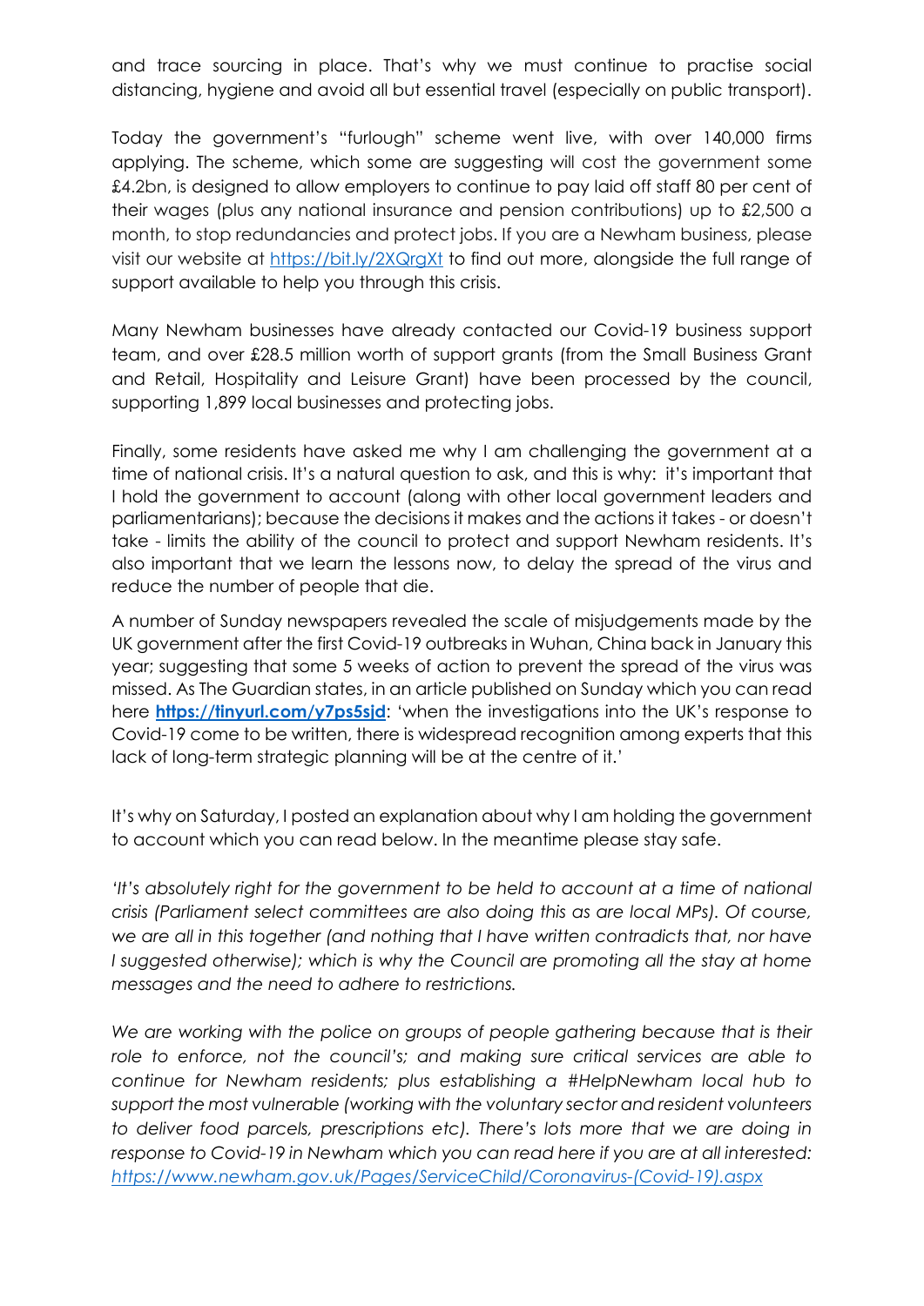and trace sourcing in place. That's why we must continue to practise social distancing, hygiene and avoid all but essential travel (especially on public transport).

Today the government's "furlough" scheme went live, with over 140,000 firms applying. The scheme, which some are suggesting will cost the government some £4.2bn, is designed to allow employers to continue to pay laid off staff 80 per cent of their wages (plus any national insurance and pension contributions) up to £2,500 a month, to stop redundancies and protect jobs. If you are a Newham business, please visit our website at https://bit.ly/2XQrgXt to find out more, alongside the full range of support available to help you through this crisis.

Many Newham businesses have already contacted our Covid-19 business support team, and over £28.5 million worth of support grants (from the Small Business Grant and Retail, Hospitality and Leisure Grant) have been processed by the council, supporting 1,899 local businesses and protecting jobs.

Finally, some residents have asked me why I am challenging the government at a time of national crisis. It's a natural question to ask, and this is why: it's important that I hold the government to account (along with other local government leaders and parliamentarians); because the decisions it makes and the actions it takes - or doesn't take - limits the ability of the council to protect and support Newham residents. It's also important that we learn the lessons now, to delay the spread of the virus and reduce the number of people that die.

A number of Sunday newspapers revealed the scale of misjudgements made by the UK government after the first Covid-19 outbreaks in Wuhan, China back in January this year; suggesting that some 5 weeks of action to prevent the spread of the virus was missed. As The Guardian states, in an article published on Sunday which you can read here **https://tinyurl.com/y7ps5sjd**: 'when the investigations into the UK's response to Covid-19 come to be written, there is widespread recognition among experts that this lack of long-term strategic planning will be at the centre of it.'

It's why on Saturday, I posted an explanation about why I am holding the government to account which you can read below. In the meantime please stay safe.

*'It's absolutely right for the government to be held to account at a time of national crisis (Parliament select committees are also doing this as are local MPs). Of course, we are all in this together (and nothing that I have written contradicts that, nor have I suggested otherwise); which is why the Council are promoting all the stay at home messages and the need to adhere to restrictions.*

*We are working with the police on groups of people gathering because that is their role to enforce, not the council's; and making sure critical services are able to continue for Newham residents; plus establishing a #HelpNewham local hub to support the most vulnerable (working with the voluntary sector and resident volunteers to deliver food parcels, prescriptions etc). There's lots more that we are doing in response to Covid-19 in Newham which you can read here if you are at all interested: https://www.newham.gov.uk/Pages/ServiceChild/Coronavirus-(Covid-19).aspx*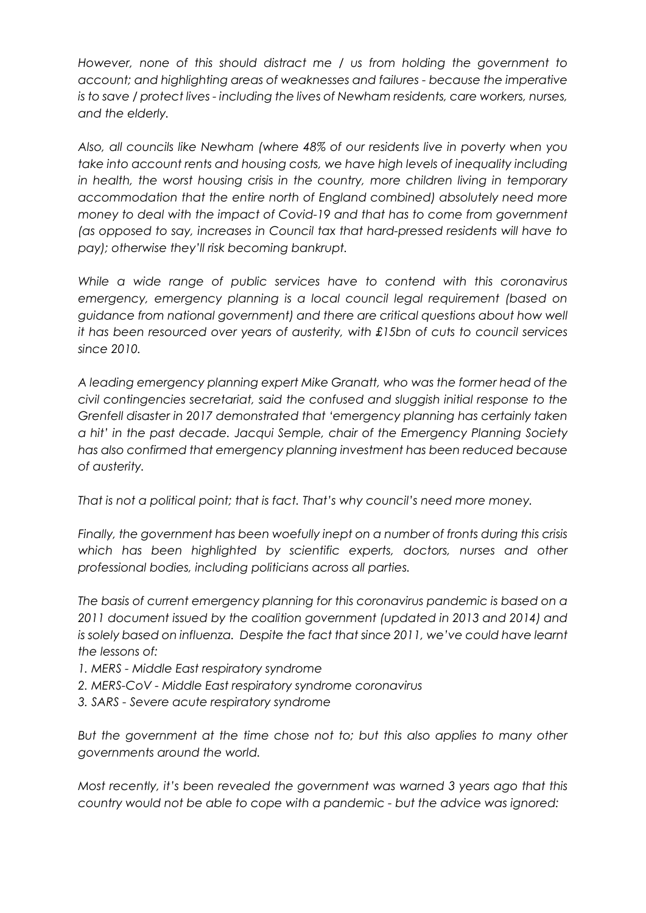*However, none of this should distract me / us from holding the government to account; and highlighting areas of weaknesses and failures - because the imperative is to save / protect lives - including the lives of Newham residents, care workers, nurses, and the elderly.*

*Also, all councils like Newham (where 48% of our residents live in poverty when you take into account rents and housing costs, we have high levels of inequality including in health, the worst housing crisis in the country, more children living in temporary accommodation that the entire north of England combined) absolutely need more money to deal with the impact of Covid-19 and that has to come from government (as opposed to say, increases in Council tax that hard-pressed residents will have to pay); otherwise they'll risk becoming bankrupt.*

*While a wide range of public services have to contend with this coronavirus emergency, emergency planning is a local council legal requirement (based on guidance from national government) and there are critical questions about how well it has been resourced over years of austerity, with £15bn of cuts to council services since 2010.*

*A leading emergency planning expert Mike Granatt, who was the former head of the civil contingencies secretariat, said the confused and sluggish initial response to the Grenfell disaster in 2017 demonstrated that 'emergency planning has certainly taken a hit' in the past decade. Jacqui Semple, chair of the Emergency Planning Society has also confirmed that emergency planning investment has been reduced because of austerity.*

*That is not a political point; that is fact. That's why council's need more money.*

*Finally, the government has been woefully inept on a number of fronts during this crisis which has been highlighted by scientific experts, doctors, nurses and other professional bodies, including politicians across all parties.*

*The basis of current emergency planning for this coronavirus pandemic is based on a 2011 document issued by the coalition government (updated in 2013 and 2014) and is solely based on influenza. Despite the fact that since 2011, we've could have learnt the lessons of:*

1. *MERS - Middle East respiratory syndrome*
2. *MERS-CoV - Middle East respiratory syndrome coronavirus*
3. *SARS - Severe acute respiratory syndrome*

*But the government at the time chose not to; but this also applies to many other governments around the world.*

*Most recently, it's been revealed the government was warned 3 years ago that this country would not be able to cope with a pandemic - but the advice was ignored:*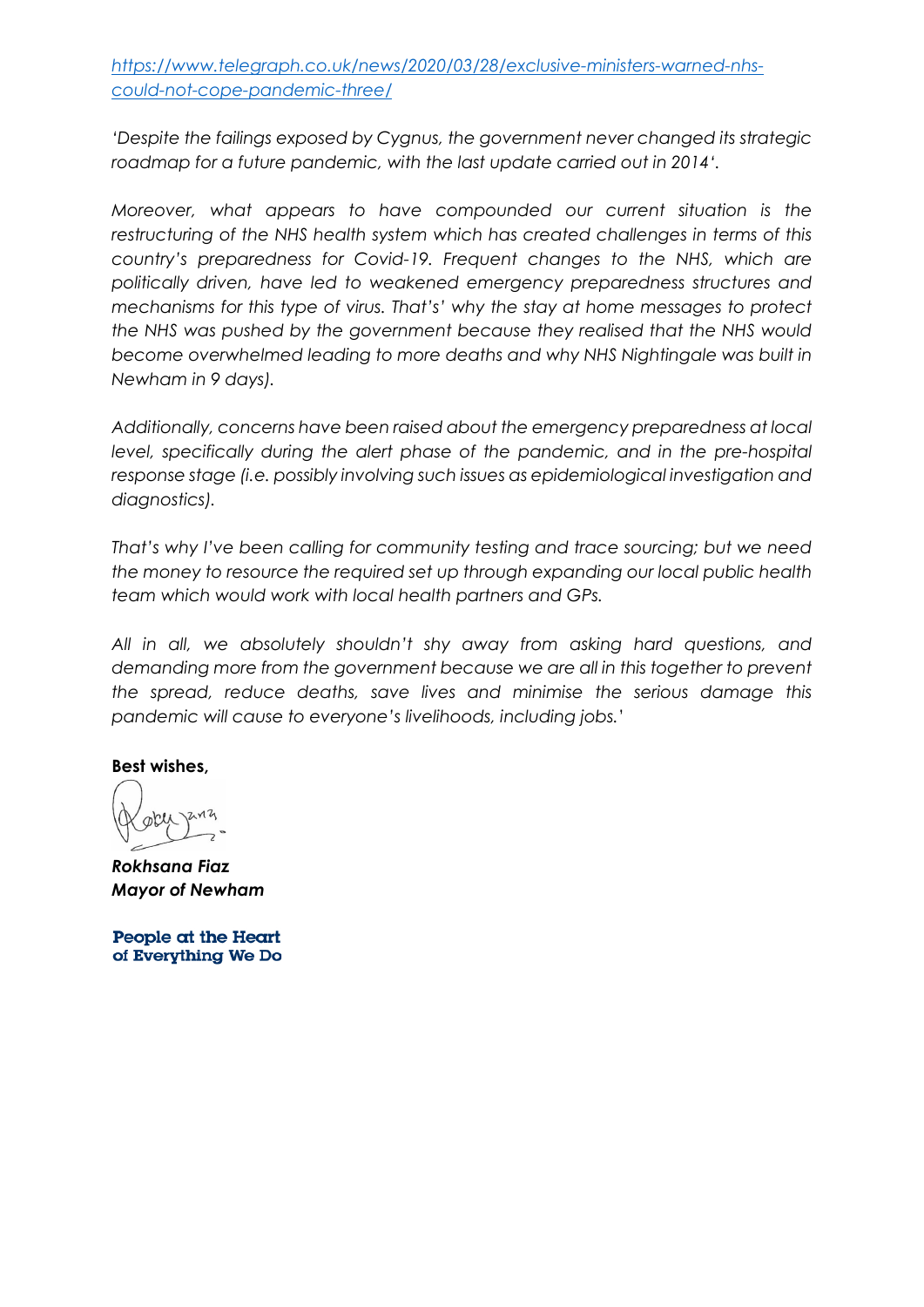*[https://www.telegraph.co.uk/news/2020/03/28/exclusive-ministers-warned-nhs-could-not-cope-pandemic-three/](https://www.telegraph.co.uk/news/2020/03/28/exclusive-ministers-warned-nhs-could-not-cope-pandemic-three/)*

*'Despite the failings exposed by Cygnus, the government never changed its strategic roadmap for a future pandemic, with the last update carried out in 2014'.*

*Moreover, what appears to have compounded our current situation is the restructuring of the NHS health system which has created challenges in terms of this country's preparedness for Covid-19. Frequent changes to the NHS, which are politically driven, have led to weakened emergency preparedness structures and mechanisms for this type of virus. That's' why the stay at home messages to protect the NHS was pushed by the government because they realised that the NHS would become overwhelmed leading to more deaths and why NHS Nightingale was built in Newham in 9 days).*

*Additionally, concerns have been raised about the emergency preparedness at local level, specifically during the alert phase of the pandemic, and in the pre-hospital response stage (i.e. possibly involving such issues as epidemiological investigation and diagnostics).*

*That's why I've been calling for community testing and trace sourcing; but we need the money to resource the required set up through expanding our local public health team which would work with local health partners and GPs.*

*All in all, we absolutely shouldn't shy away from asking hard questions, and demanding more from the government because we are all in this together to prevent the spread, reduce deaths, save lives and minimise the serious damage this pandemic will cause to everyone's livelihoods, including jobs.'*

**Best wishes,**

***Rokhsana Fiaz***
***Mayor of Newham***

**People at the Heart of Everything We Do**